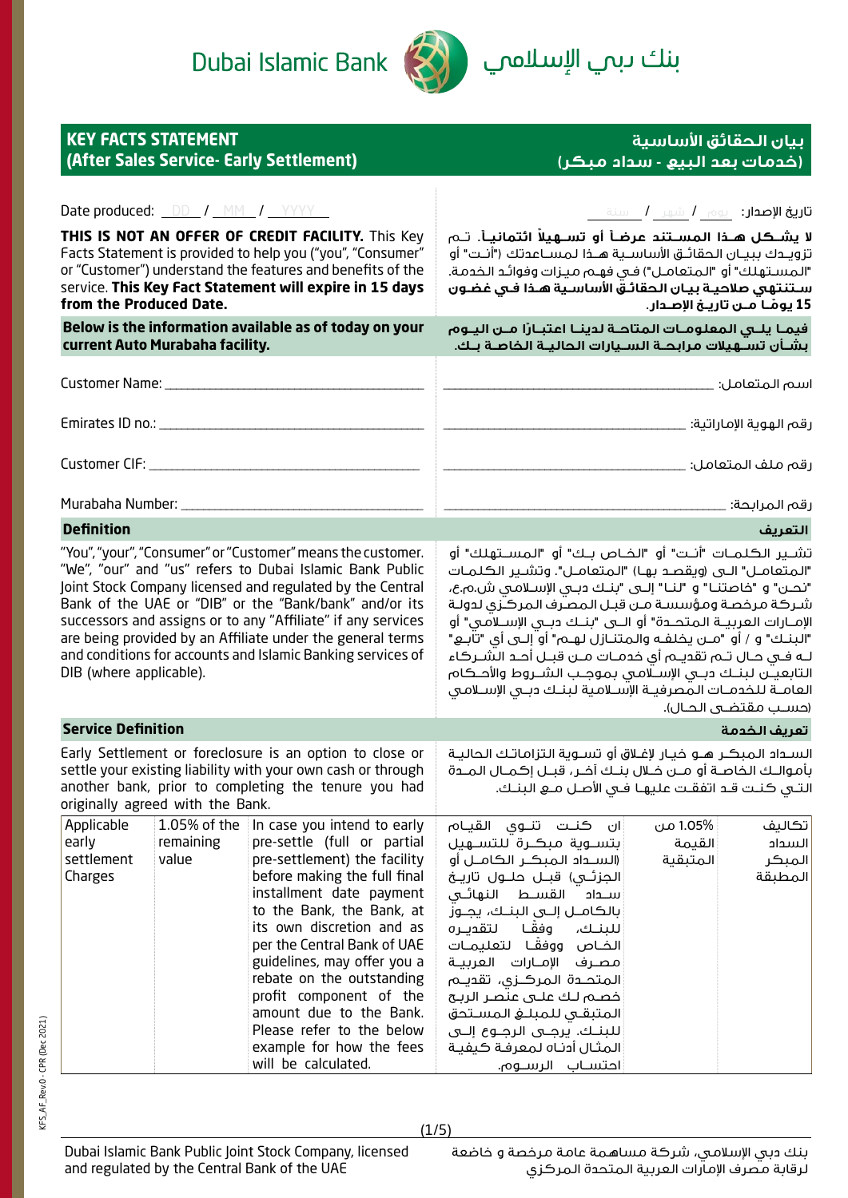Dubai Islamic Bank بنك دبي الإسلامي

## KEY FACTS STATEMENT (After Sales Service- Early Settlement)

## بيان الحقائق الأساسية (خدمات بعد البيع - سداد مبكر)

Date produced: DD / MM / YYYY

تاريخ الإصدار: يوم / شهر / سنة

**THIS IS NOT AN OFFER OF CREDIT FACILITY.** This Key Facts Statement is provided to help you ("you", "Consumer" or "Customer") understand the features and benefits of the service. **This Key Fact Statement will expire in 15 days from the Produced Date.**

**لا يشكل هذا المستند عرضاً أو تسهيلاً ائتمانياً.** تم تزويدك ببيان الحقائق الأساسية هذا لمساعدتك ("أنت" أو "المستهلك" أو "المتعامل") في فهم ميزات وفوائد الخدمة. **ستنتهي صلاحية بيان الحقائق الأساسية هذا في غضون 15 يوماً من تاريخ الإصدار.**

**Below is the information available as of today on your current Auto Murabaha facility.**

**فيما يلي المعلومات المتاحة لدينا اعتبارًا من اليوم بشأن تسهيلات مرابحة السيارات الحالية الخاصة بك.**

Customer Name: ______________________ اسم المتعامل: ______________________

Emirates ID no.: ______________________ رقم الهوية الإماراتية: ______________________

Customer CIF: ______________________ رقم ملف المتعامل: ______________________

Murabaha Number: ______________________ رقم المرابحة: ______________________

### Definition / التعريف

"You", "your", "Consumer" or "Customer" means the customer. "We", "our" and "us" refers to Dubai Islamic Bank Public Joint Stock Company licensed and regulated by the Central Bank of the UAE or "DIB" or the "Bank/bank" and/or its successors and assigns or to any "Affiliate" if any services are being provided by an Affiliate under the general terms and conditions for accounts and Islamic Banking services of DIB (where applicable).

تشير الكلمات "أنت" أو "الخاص بك" أو "المستهلك" أو "المتعامل" الى (ويقصد بها) "المتعامل". وتشير الكلمات "نحن" و "خاصتنا" و "لنا" إلى "بنك دبي الإسلامي ش.م.ع، شركة مرخصة ومؤسسة من قبل المصرف المركزي لدولة الإمارات العربية المتحدة" أو الى "بنك دبي الإسلامي" أو "البنك" و / أو "من يخلفه والمتنازل لهم" أو إلى أي "تابع" له في حال تم تقديم أي خدمات من قبل أحد الشركاء التابعين لبنك دبي الإسلامي بموجب الشروط والأحكام العامة للخدمات المصرفية الإسلامية لبنك دبي الإسلامي (حسب مقتضى الحال).

### Service Definition / تعريف الخدمة

Early Settlement or foreclosure is an option to close or settle your existing liability with your own cash or through another bank, prior to completing the tenure you had originally agreed with the Bank.

السداد المبكر هو خيار لإغلاق أو تسوية التزاماتك الحالية بأموالك الخاصة أو من خلال بنك آخر، قبل إكمال المدة التي كنت قد اتفقت عليها في الأصل مع البنك.

| Applicable early settlement Charges | 1.05% of the remaining value | In case you intend to early pre-settle (full or partial pre-settlement) the facility before making the full final installment date payment to the Bank, the Bank, at its own discretion and as per the Central Bank of UAE guidelines, may offer you a rebate on the outstanding profit component of the amount due to the Bank. Please refer to the below example for how the fees will be calculated. | ان كنت تنوي القيام بتسوية مبكرة للتسهيل (السداد المبكر الكامل أو الجزئي) قبل حلول تاريخ سداد القسط النهائي بالكامل إلى البنك، يجوز للبنك، وفقًا لتقديره الخاص ووفقًا لتعليمات مصرف الإمارات العربية المتحدة المركزي، تقديم خصم لك على عنصر الربح المتبقي للمبلغ المستحق للبنك. يرجى الرجوع إلى المثال أدناه لمعرفة كيفية احتساب الرسوم. | 1.05% من القيمة المتبقية | تكاليف السداد المبكر المطبقة |
|---|---|---|---|---|---|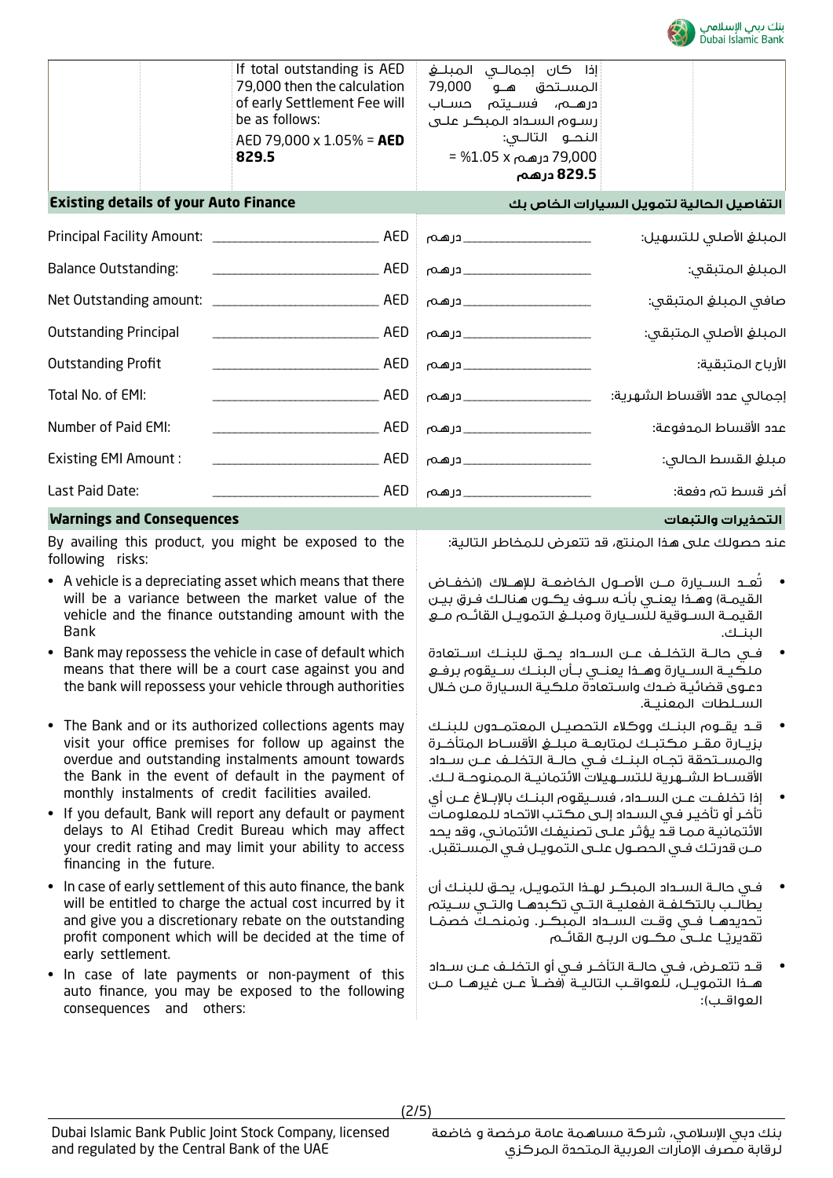| | | If total outstanding is AED 79,000 then the calculation of early Settlement Fee will be as follows: AED 79,000 x 1.05% = **AED 829.5** | إذا كان إجمالي المبلغ المستحق هو 79,000 درهم، فسيتم حساب رسوم السداد المبكر على النحو التالي: 79,000 درهم x 1.05% = **829.5 درهم** | |
|---|---|---|---|---|

## Existing details of your Auto Finance | التفاصيل الحالية لتمويل السيارات الخاص بك

| | | | |
|---|---|---|---|
| Principal Facility Amount: | ______________ AED | درهم ______________ | المبلغ الأصلي للتسهيل: |
| Balance Outstanding: | ______________ AED | درهم ______________ | المبلغ المتبقي: |
| Net Outstanding amount: | ______________ AED | درهم ______________ | صافي المبلغ المتبقي: |
| Outstanding Principal | ______________ AED | درهم ______________ | المبلغ الأصلي المتبقي: |
| Outstanding Profit | ______________ AED | درهم ______________ | الأرباح المتبقية: |
| Total No. of EMI: | ______________ AED | درهم ______________ | إجمالي عدد الأقساط الشهرية: |
| Number of Paid EMI: | ______________ AED | درهم ______________ | عدد الأقساط المدفوعة: |
| Existing EMI Amount : | ______________ AED | درهم ______________ | مبلغ القسط الحالي: |
| Last Paid Date: | ______________ AED | درهم ______________ | أخر قسط تم دفعة: |

## Warnings and Consequences | التحذيرات والتبعات

By availing this product, you might be exposed to the following risks:

- A vehicle is a depreciating asset which means that there will be a variance between the market value of the vehicle and the finance outstanding amount with the Bank
- Bank may repossess the vehicle in case of default which means that there will be a court case against you and the bank will repossess your vehicle through authorities
- The Bank and or its authorized collections agents may visit your office premises for follow up against the overdue and outstanding instalments amount towards the Bank in the event of default in the payment of monthly instalments of credit facilities availed.
- If you default, Bank will report any default or payment delays to Al Etihad Credit Bureau which may affect your credit rating and may limit your ability to access financing in the future.
- In case of early settlement of this auto finance, the bank will be entitled to charge the actual cost incurred by it and give you a discretionary rebate on the outstanding profit component which will be decided at the time of early settlement.
- In case of late payments or non-payment of this auto finance, you may be exposed to the following consequences and others:

عند حصولك على هذا المنتج، قد تتعرض للمخاطر التالية:

- تُعد السيارة من الأصول الخاضعة للإهلاك (انخفاض القيمة) وهذا يعني بأنه سوف يكون هنالك فرق بين القيمة السوقية للسيارة ومبلغ التمويل القائم مع البنك.
- في حالة التخلف عن السداد يحق للبنك استعادة ملكية السيارة وهذا يعني بأن البنك سيقوم برفع دعوى قضائية ضدك واستعادة ملكية السيارة من خلال السلطات المعنية.
- قد يقوم البنك ووكلاء التحصيل المعتمدون للبنك بزيارة مقر مكتبك لمتابعة مبلغ الأقساط المتأخرة والمستحقة تجاه البنك في حالة التخلف عن سداد الأقساط الشهرية للتسهيلات الائتمانية الممنوحة لك.
- إذا تخلفت عن السداد، فسيقوم البنك بالإبلاغ عن أي تأخر أو تأخير في السداد إلى مكتب الاتحاد للمعلومات الائتمانية مما قد يؤثر على تصنيفك الائتماني، وقد يحد من قدرتك في الحصول على التمويل في المستقبل.
- في حالة السداد المبكر لهذا التمويل، يحق للبنك أن يطالب بالتكلفة الفعلية التي تكبدها والتي سيتم تحديدها في وقت السداد المبكر. ونمنحك خصمًا تقديريًا على مكون الربح القائم
- قد تتعرض، في حالة التأخر في أو التخلف عن سداد هذا التمويل، للعواقب التالية (فضلاً عن غيرها من العواقب):

Dubai Islamic Bank Public Joint Stock Company, licensed and regulated by the Central Bank of the UAE

بنك دبي الإسلامي، شركة مساهمة عامة مرخصة و خاضعة لرقابة مصرف الإمارات العربية المتحدة المركزي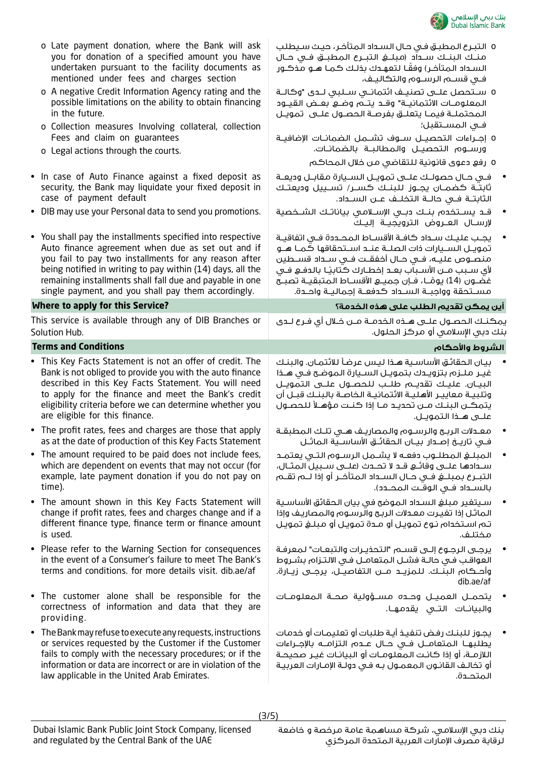- o Late payment donation, where the Bank will ask you for donation of a specified amount you have undertaken pursuant to the facility documents as mentioned under fees and charges section
- o A negative Credit Information Agency rating and the possible limitations on the ability to obtain financing in the future.
- o Collection measures Involving collateral, collection Fees and claim on guarantees
- o Legal actions through the courts.

- o التبرع المطبق في حال السداد المتأخر، حيث سيطلب منك البنك سداد (مبلغ التبرع المطبق في حال السداد المتأخر) وفقًا لتعهدك بذلك كما هو مذكور في قسم الرسوم والتكاليف.
- o ستحصل على تصنيف ائتماني سلبي لدى "وكالة المعلومات الائتمانية" وقد يتم وضع بعض القيود المحتملة فيما يتعلق بفرصة الحصول على تمويل في المستقبل؛
- o إجراءات التحصيل سوف تشمل الضمانات الإضافية ورسوم التحصيل والمطالبة بالضمانات.
- o رفع دعوى قانونية للتقاضي من خلال المحاكم

- In case of Auto Finance against a fixed deposit as security, the Bank may liquidate your fixed deposit in case of payment default
- DIB may use your Personal data to send you promotions.
- You shall pay the installments specified into respective Auto finance agreement when due as set out and if you fail to pay two installments for any reason after being notified in writing to pay within (14) days, all the remaining installments shall fall due and payable in one single payment, and you shall pay them accordingly.

- في حال حصولك على تمويل السيارة مقابل وديعة ثابتة كضمان يجوز للبنك كسر/ تسييل وديعتك الثابتة في حالة التخلف عن السداد.
- قد يستخدم بنك دبي الإسلامي بياناتك الشخصية لإرسال العروض الترويجية إليك
- يجب عليك سداد كافة الأقساط المحددة في اتفاقية تمويل السيارات ذات الصلة عند استحقاقها كما هو منصوص عليه، في حال أخفقت في سداد قسطين لأي سبب من الأسباب بعد إخطارك كتابيًا بالدفع في غضون (14) يومًا، فإن جميع الأقساط المتبقية تصبح مستحقة وواجبة السداد كدفعة إجمالية واحدة.

## Where to apply for this Service?

## أين يمكن تقديم الطلب على هذه الخدمة؟

This service is available through any of DIB Branches or Solution Hub.

يمكنك الحصول على هذه الخدمة من خلال أي فرع لدى بنك دبي الإسلامي أو مركز الحلول.

## Terms and Conditions

## الشروط والأحكام

- This Key Facts Statement is not an offer of credit. The Bank is not obliged to provide you with the auto finance described in this Key Facts Statement. You will need to apply for the finance and meet the Bank's credit eligibility criteria before we can determine whether you are eligible for this finance.
- The profit rates, fees and charges are those that apply as at the date of production of this Key Facts Statement
- The amount required to be paid does not include fees, which are dependent on events that may not occur (for example, late payment donation if you do not pay on time).
- The amount shown in this Key Facts Statement will change if profit rates, fees and charges change and if a different finance type, finance term or finance amount is used.
- Please refer to the Warning Section for consequences in the event of a Consumer's failure to meet the Bank's terms and conditions. for more details visit. dib.ae/af
- The customer alone shall be responsible for the correctness of information and data that they are providing.
- The Bank may refuse to execute any requests, instructions or services requested by the Customer if the Customer fails to comply with the necessary procedures; or if the information or data are incorrect or are in violation of the law applicable in the United Arab Emirates.

- بيان الحقائق الأساسية هذا ليس عرضاً للائتمان. والبنك غير ملزم بتزويدك بتمويل السيارة الموضح في هذا البيان. عليك تقديم طلب للحصول على التمويل وتلبية معايير الأهلية الائتمانية الخاصة بالبنك قبل أن يتمكن البنك من تحديد ما إذا كنت مؤهلاً للحصول على هذا التمويل.
- معدلات الربح والرسوم والمصاريف هي تلك المطبقة في تاريخ إصدار بيان الحقائق الأساسية الماثل
- المبلغ المطلوب دفعه لا يشمل الرسوم التي يعتمد سدادها على وقائع قد لا تحدث (على سبيل المثال، التبرع بمبلغ في حال السداد المتأخر أو إذا لم تقم بالسداد في الوقت المحدد).
- سيتغير مبلغ السداد الموضح في بيان الحقائق الأساسية الماثل إذا تغيرت معدلات الربح والرسوم والمصاريف وإذا تم استخدام نوع تمويل أو مدة تمويل أو مبلغ تمويل مختلف.
- يرجى الرجوع إلى قسم "التحذيرات والتبعات" لمعرفة العواقب في حالة فشل المتعامل في الالتزام بشروط وأحكام البنك. للمزيد من التفاصيل، يرجى زيارة. dib.ae/af
- يتحمل العميل وحده مسؤولية صحة المعلومات والبيانات التي يقدمها.
- يجوز للبنك رفض تنفيذ أية طلبات أو تعليمات أو خدمات يطلبها المتعامل في حال عدم التزامه بالإجراءات اللازمة، أو إذا كانت المعلومات أو البيانات غير صحيحة أو تخالف القانون المعمول به في دولة الإمارات العربية المتحدة.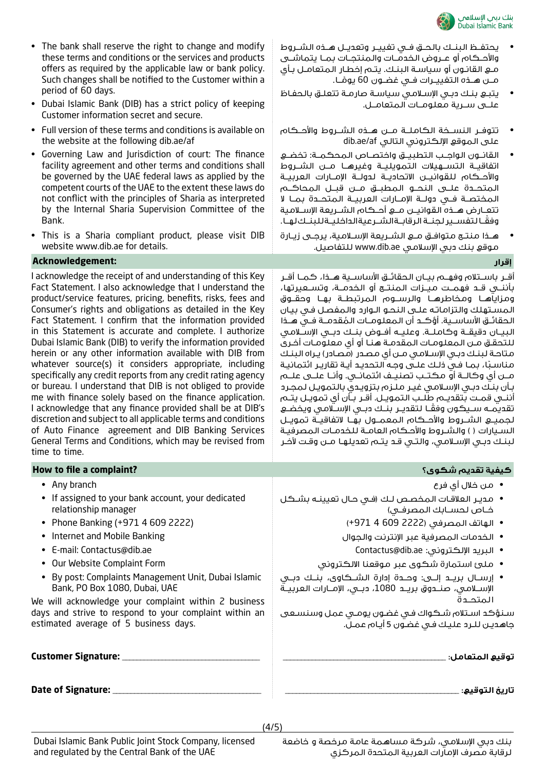- The bank shall reserve the right to change and modify these terms and conditions or the services and products offers as required by the applicable law or bank policy. Such changes shall be notified to the Customer within a period of 60 days.
- Dubai Islamic Bank (DIB) has a strict policy of keeping Customer information secret and secure.
- Full version of these terms and conditions is available on the website at the following dib.ae/af
- Governing Law and Jurisdiction of court: The finance facility agreement and other terms and conditions shall be governed by the UAE federal laws as applied by the competent courts of the UAE to the extent these laws do not conflict with the principles of Sharia as interpreted by the Internal Sharia Supervision Committee of the Bank.
- This is a Sharia compliant product, please visit DIB website www.dib.ae for details.

- يحتفظ البنك بالحق في تغيير وتعديل هذه الشروط والأحكام أو عروض الخدمات والمنتجات بما يتماشى مع القانون أو سياسة البنك. يتم إخطار المتعامل بأي من هذه التغييرات في غضون 60 يوماً.
- يتبع بنك دبي الإسلامي سياسة صارمة تتعلق بالحفاظ على سرية معلومات المتعامل.
- تتوفر النسخة الكاملة من هذه الشروط والأحكام على الموقع الإلكتروني التالي dib.ae/af
- القانون الواجب التطبيق واختصاص المحكمة: تخضع اتفاقية التسهيلات التمويلية وغيرها من الشروط والأحكام للقوانين الاتحادية لدولة الإمارات العربية المتحدة على النحو المطبق من قبل المحاكم المختصة في دولة الإمارات العربية المتحدة بما لا تتعارض هذه القوانين مع أحكام الشريعة الإسلامية وفقًا لتفسير لجنة الرقابة الشرعية الداخلية للبنك لها.
- هذا منتج متوافق مع الشريعة الإسلامية، يرجى زيارة موقع بنك دبي الإسلامي www.dib.ae للتفاصيل.

## Acknowledgement:

I acknowledge the receipt of and understanding of this Key Fact Statement. I also acknowledge that I understand the product/service features, pricing, benefits, risks, fees and Consumer's rights and obligations as detailed in the Key Fact Statement. I confirm that the information provided in this Statement is accurate and complete. I authorize Dubai Islamic Bank (DIB) to verify the information provided herein or any other information available with DIB from whatever source(s) it considers appropriate, including specifically any credit reports from any credit rating agency or bureau. I understand that DIB is not obliged to provide me with finance solely based on the finance application. I acknowledge that any finance provided shall be at DIB's discretion and subject to all applicable terms and conditions of Auto Finance agreement and DIB Banking Services General Terms and Conditions, which may be revised from time to time.

## إقرار

أقر باستلام وفهم بيان الحقائق الأساسية هذا، كما أقر بأنني قد فهمت ميزات المنتج أو الخدمة، وتسعيرتها، ومزاياها ومخاطرها والرسوم المرتبطة بها وحقوق المستهلك والتزاماته على النحو الوارد والمفصل في بيان الحقائق الأساسية. أؤكد أن المعلومات المقدمة في هذا البيان دقيقة وكاملة. وعليه أفوض بنك دبي الإسلامي للتحقق من المعلومات المقدمة هنا أو أي معلومات أخرى متاحة لبنك دبي الإسلامي من أي مصدر (مصادر) يراه البنك مناسبًا، بما في ذلك على وجه التحديد أية تقارير ائتمانية من أي وكالة أو مكتب تصنيف ائتماني. وأنا على علم بأن بنك دبي الإسلامي غير ملزم بتزويدي بالتمويل لمجرد أنني قمت بتقديم طلب التمويل. أقر بأن أي تمويل يتم تقديمه سيكون وفقًا لتقدير بنك دبي الإسلامي ويخضع لجميع الشروط والأحكام المعمول بها لاتفاقية تمويل السيارات ( ) والشروط والأحكام العامة للخدمات المصرفية لبنك دبي الإسلامي، والتي قد يتم تعديلها من وقت لآخر

## How to file a complaint?

- Any branch
- If assigned to your bank account, your dedicated relationship manager
- Phone Banking (+971 4 609 2222)
- Internet and Mobile Banking
- E-mail: Contactus@dib.ae
- Our Website Complaint Form
- By post: Complaints Management Unit, Dubai Islamic Bank, PO Box 1080, Dubai, UAE

We will acknowledge your complaint within 2 business days and strive to respond to your complaint within an estimated average of 5 business days.

## كيفية تقديم شكوى؟

- من خلال أي فرع
- مدير العلاقات المخصص لك (في حال تعيينه بشكل خاص لحسابك المصرفي)
- الهاتف المصرفي (2222 609 4 971+)
- الخدمات المصرفية عبر الإنترنت والجوال
- البريد الإلكتروني: Contactus@dib.ae
- ملئ استمارة شكوى عبر موقعنا الالكتروني
- إرسال بريد إلى: وحدة إدارة الشكاوى، بنك دبي الإسلامي، صندوق بريد 1080، دبي، الإمارات العربية المتحدة

سنؤكد استلام شكواك في غضون يومي عمل وسنسعى جاهدين للرد عليك في غضون 5 أيام عمل.

**Customer Signature:** ______________________________

**توقيع المتعامل:** ______________________________

**Date of Signature:** ______________________________

**تاريخ التوقيع:** ______________________________

Dubai Islamic Bank Public Joint Stock Company, licensed and regulated by the Central Bank of the UAE

بنك دبي الإسلامي، شركة مساهمة عامة مرخصة و خاضعة لرقابة مصرف الإمارات العربية المتحدة المركزي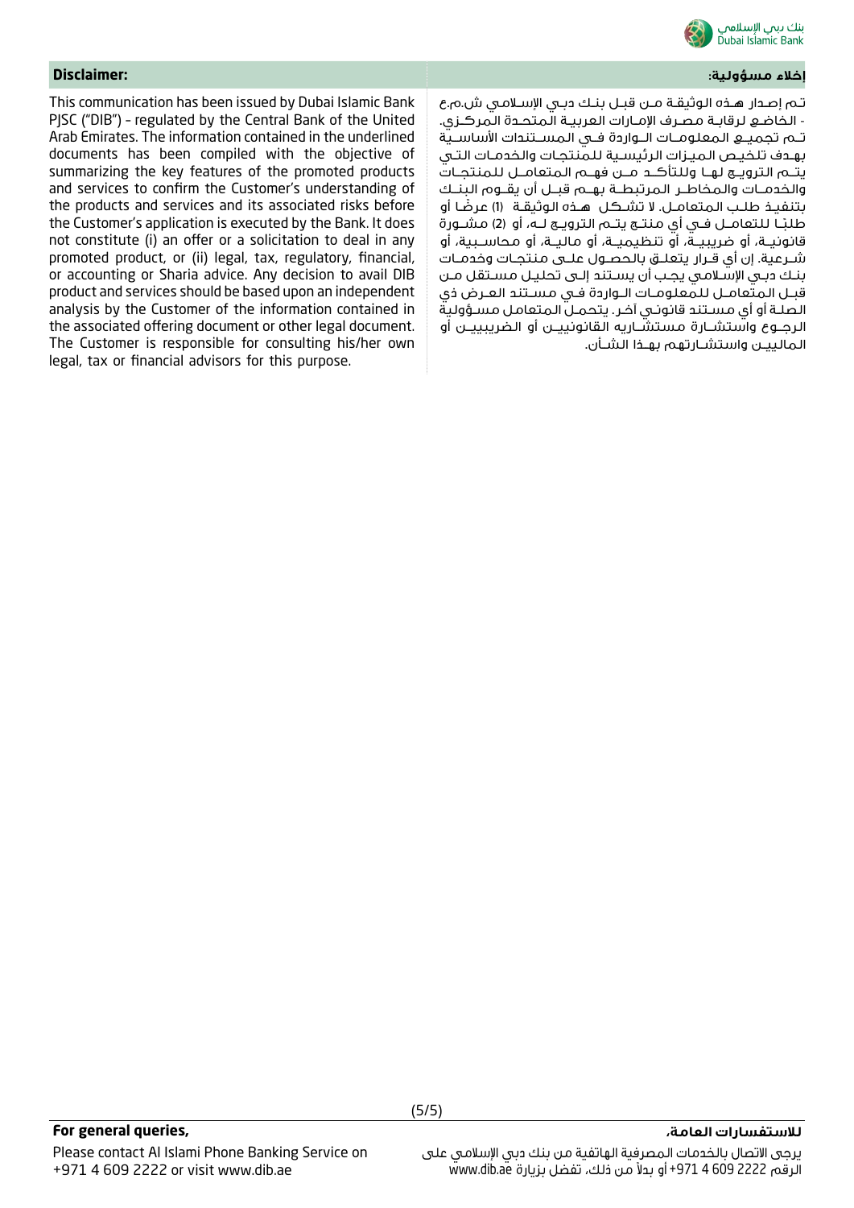## Disclaimer:

This communication has been issued by Dubai Islamic Bank PJSC ("DIB") – regulated by the Central Bank of the United Arab Emirates. The information contained in the underlined documents has been compiled with the objective of summarizing the key features of the promoted products and services to confirm the Customer's understanding of the products and services and its associated risks before the Customer's application is executed by the Bank. It does not constitute (i) an offer or a solicitation to deal in any promoted product, or (ii) legal, tax, regulatory, financial, or accounting or Sharia advice. Any decision to avail DIB product and services should be based upon an independent analysis by the Customer of the information contained in the associated offering document or other legal document. The Customer is responsible for consulting his/her own legal, tax or financial advisors for this purpose.

## إخلاء مسؤولية:

تـم إصـدار هـذه الوثيقـة مـن قبـل بنـك دبـي الإسـلامـي ش.م.ع - الخاضـع لرقابـة مصـرف الإمـارات العربيـة المتحـدة المركـزي. تـم تجميـع المعلومـات الـواردة فـي المسـتندات الأساسـية بهـدف تلخيـص الميـزات الرئيسـية للمنتجـات والخدمـات التـي يتـم الترويـج لهـا وللتأكـد مـن فهـم المتعامـل للمنتجـات والخدمـات والمخاطـر المرتبطـة بهـم قبـل أن يقـوم البنـك بتنفيـذ طلـب المتعامـل. لا تشـكل هـذه الوثيقـة (1) عرضًا أو طلبًـا للتعامـل فـي أي منتـج يتـم الترويـج لـه، أو (2) مشـورة قانونيـة، أو ضريبيـة، أو تنظيميـة، أو ماليـة، أو محاسـبية، أو شـرعية. إن أي قـرار يتعلـق بالحصـول علـى منتجـات وخدمـات بنـك دبـي الإسـلامي يجـب أن يسـتند إلـى تحليـل مسـتقل مـن قبـل المتعامـل للمعلومـات الـواردة فـي مسـتند العـرض ذي الصلـة أو أي مسـتند قانونـي آخـر. يتحمـل المتعامـل مسـؤولية الرجـوع واستشـارة مستشـاريه القانونييـن أو الضريبييـن أو المالييـن واستشـارتهم بهـذا الشـأن.

**For general queries,**

Please contact Al Islami Phone Banking Service on +971 4 609 2222 or visit www.dib.ae

**للاستفسارات العامة،**

يرجى الاتصال بالخدمات المصرفية الهاتفية من بنك دبي الإسلامي على الرقم 2222 609 4 971+ أو بدلاً من ذلك، تفضل بزيارة www.dib.ae